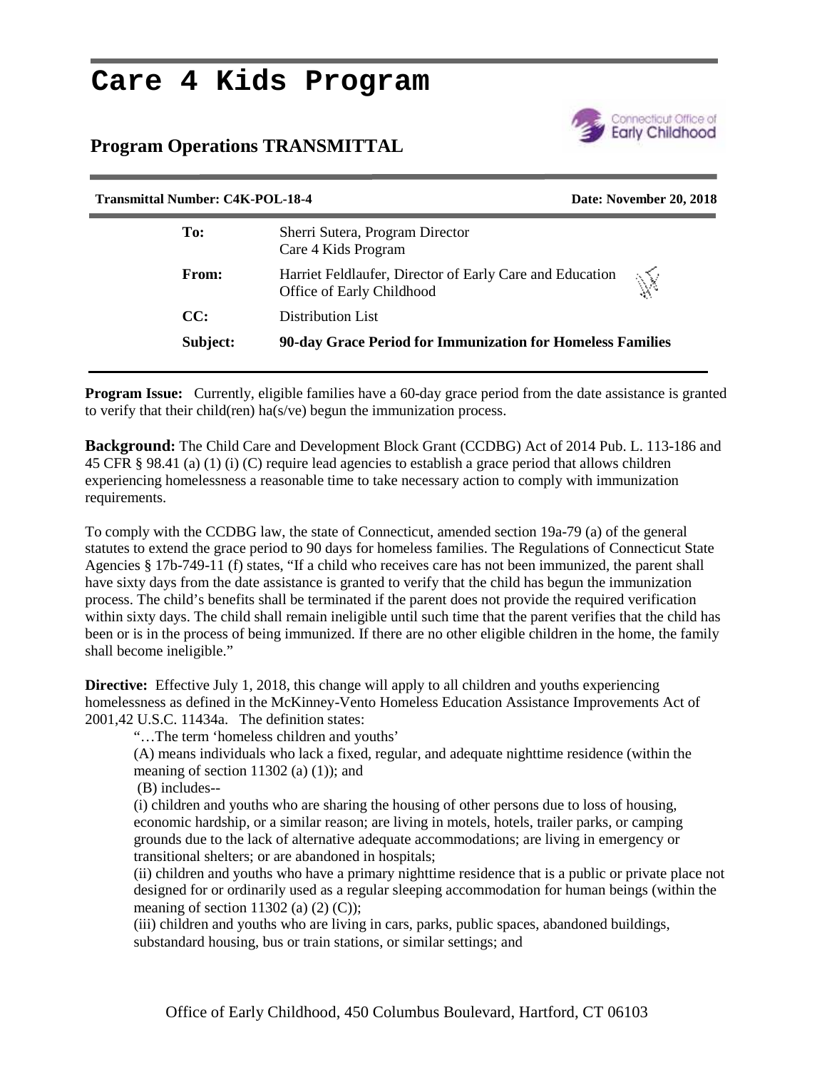# Care 4 Kids Program

## Program Operations TRANSMITTAL

**Transmittal Number: C4K-POL-18-4** **Date: November 20, 2018**

| | |
|---|---|
| **To:** | Sherri Sutera, Program Director<br>Care 4 Kids Program |
| **From:** | Harriet Feldlaufer, Director of Early Care and Education<br>Office of Early Childhood |
| **CC:** | Distribution List |
| **Subject:** | **90-day Grace Period for Immunization for Homeless Families** |

**Program Issue:** Currently, eligible families have a 60-day grace period from the date assistance is granted to verify that their child(ren) ha(s/ve) begun the immunization process.

**Background:** The Child Care and Development Block Grant (CCDBG) Act of 2014 Pub. L. 113-186 and 45 CFR § 98.41 (a) (1) (i) (C) require lead agencies to establish a grace period that allows children experiencing homelessness a reasonable time to take necessary action to comply with immunization requirements.

To comply with the CCDBG law, the state of Connecticut, amended section 19a-79 (a) of the general statutes to extend the grace period to 90 days for homeless families. The Regulations of Connecticut State Agencies § 17b-749-11 (f) states, "If a child who receives care has not been immunized, the parent shall have sixty days from the date assistance is granted to verify that the child has begun the immunization process. The child's benefits shall be terminated if the parent does not provide the required verification within sixty days. The child shall remain ineligible until such time that the parent verifies that the child has been or is in the process of being immunized. If there are no other eligible children in the home, the family shall become ineligible."

**Directive:** Effective July 1, 2018, this change will apply to all children and youths experiencing homelessness as defined in the McKinney-Vento Homeless Education Assistance Improvements Act of 2001,42 U.S.C. 11434a. The definition states:

> "…The term 'homeless children and youths'
>
> (A) means individuals who lack a fixed, regular, and adequate nighttime residence (within the meaning of section 11302 (a) (1)); and
>
> (B) includes--
>
> (i) children and youths who are sharing the housing of other persons due to loss of housing, economic hardship, or a similar reason; are living in motels, hotels, trailer parks, or camping grounds due to the lack of alternative adequate accommodations; are living in emergency or transitional shelters; or are abandoned in hospitals;
>
> (ii) children and youths who have a primary nighttime residence that is a public or private place not designed for or ordinarily used as a regular sleeping accommodation for human beings (within the meaning of section 11302 (a) (2) (C));
>
> (iii) children and youths who are living in cars, parks, public spaces, abandoned buildings, substandard housing, bus or train stations, or similar settings; and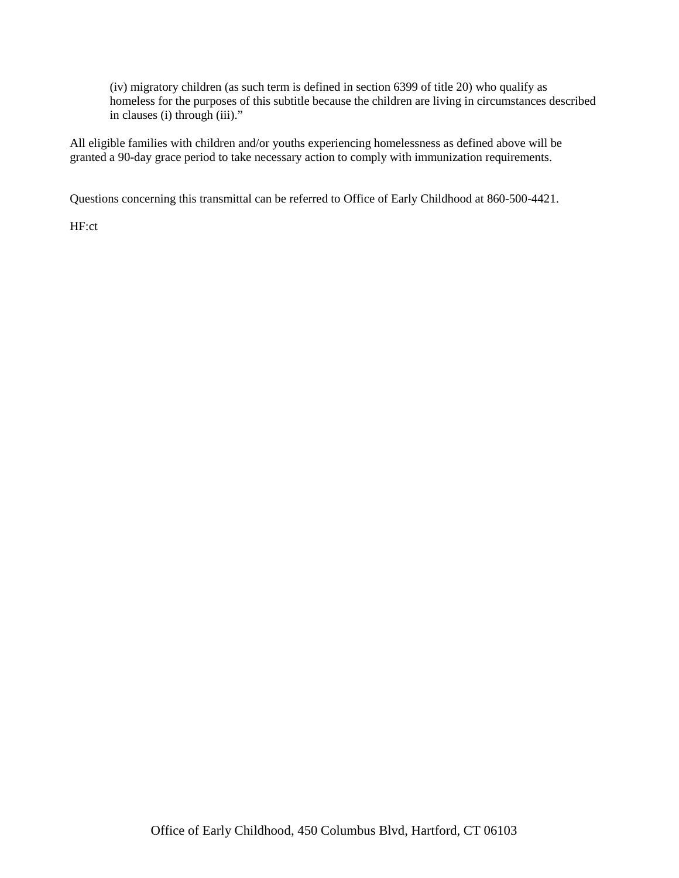> (iv) migratory children (as such term is defined in section 6399 of title 20) who qualify as homeless for the purposes of this subtitle because the children are living in circumstances described in clauses (i) through (iii)."

All eligible families with children and/or youths experiencing homelessness as defined above will be granted a 90-day grace period to take necessary action to comply with immunization requirements.

Questions concerning this transmittal can be referred to Office of Early Childhood at 860-500-4421.

HF:ct

Office of Early Childhood, 450 Columbus Blvd, Hartford, CT 06103